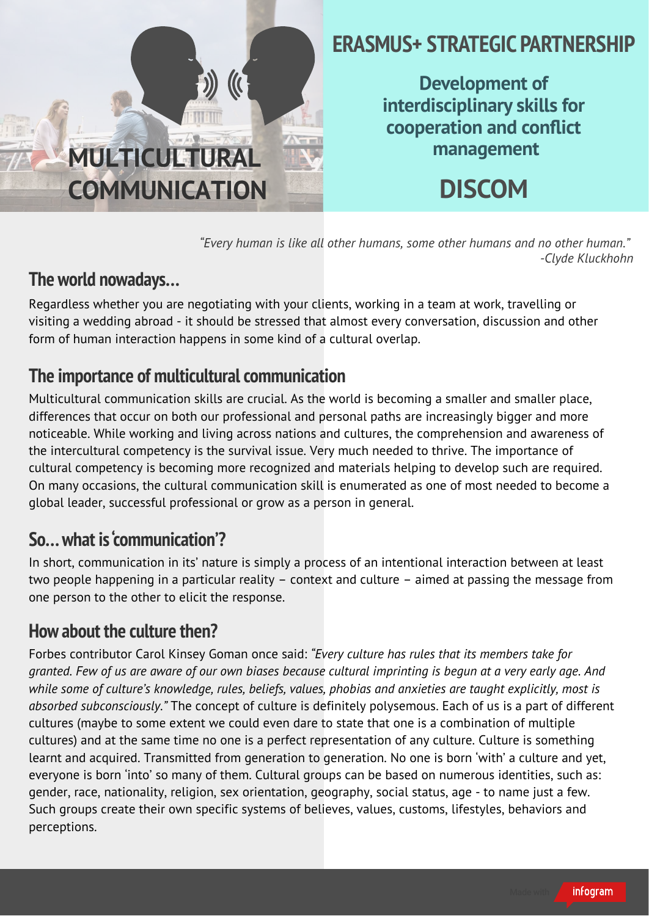# MULTICULTURAL COMMUNICATION

## ERASMUS+ STRATEGIC PARTNERSHIP

**Development of interdisciplinary skills for cooperation and conflict management**

# DISCOM

*"Every human is like all other humans, some other humans and no other human."*
*-Clyde Kluckhohn*

## The world nowadays...

Regardless whether you are negotiating with your clients, working in a team at work, travelling or visiting a wedding abroad - it should be stressed that almost every conversation, discussion and other form of human interaction happens in some kind of a cultural overlap.

## The importance of multicultural communication

Multicultural communication skills are crucial. As the world is becoming a smaller and smaller place, differences that occur on both our professional and personal paths are increasingly bigger and more noticeable. While working and living across nations and cultures, the comprehension and awareness of the intercultural competency is the survival issue. Very much needed to thrive. The importance of cultural competency is becoming more recognized and materials helping to develop such are required. On many occasions, the cultural communication skill is enumerated as one of most needed to become a global leader, successful professional or grow as a person in general.

## So... what is 'communication'?

In short, communication in its' nature is simply a process of an intentional interaction between at least two people happening in a particular reality – context and culture – aimed at passing the message from one person to the other to elicit the response.

## How about the culture then?

Forbes contributor Carol Kinsey Goman once said: *"Every culture has rules that its members take for granted. Few of us are aware of our own biases because cultural imprinting is begun at a very early age. And while some of culture's knowledge, rules, beliefs, values, phobias and anxieties are taught explicitly, most is absorbed subconsciously."* The concept of culture is definitely polysemous. Each of us is a part of different cultures (maybe to some extent we could even dare to state that one is a combination of multiple cultures) and at the same time no one is a perfect representation of any culture. Culture is something learnt and acquired. Transmitted from generation to generation. No one is born 'with' a culture and yet, everyone is born 'into' so many of them. Cultural groups can be based on numerous identities, such as: gender, race, nationality, religion, sex orientation, geography, social status, age - to name just a few. Such groups create their own specific systems of believes, values, customs, lifestyles, behaviors and perceptions.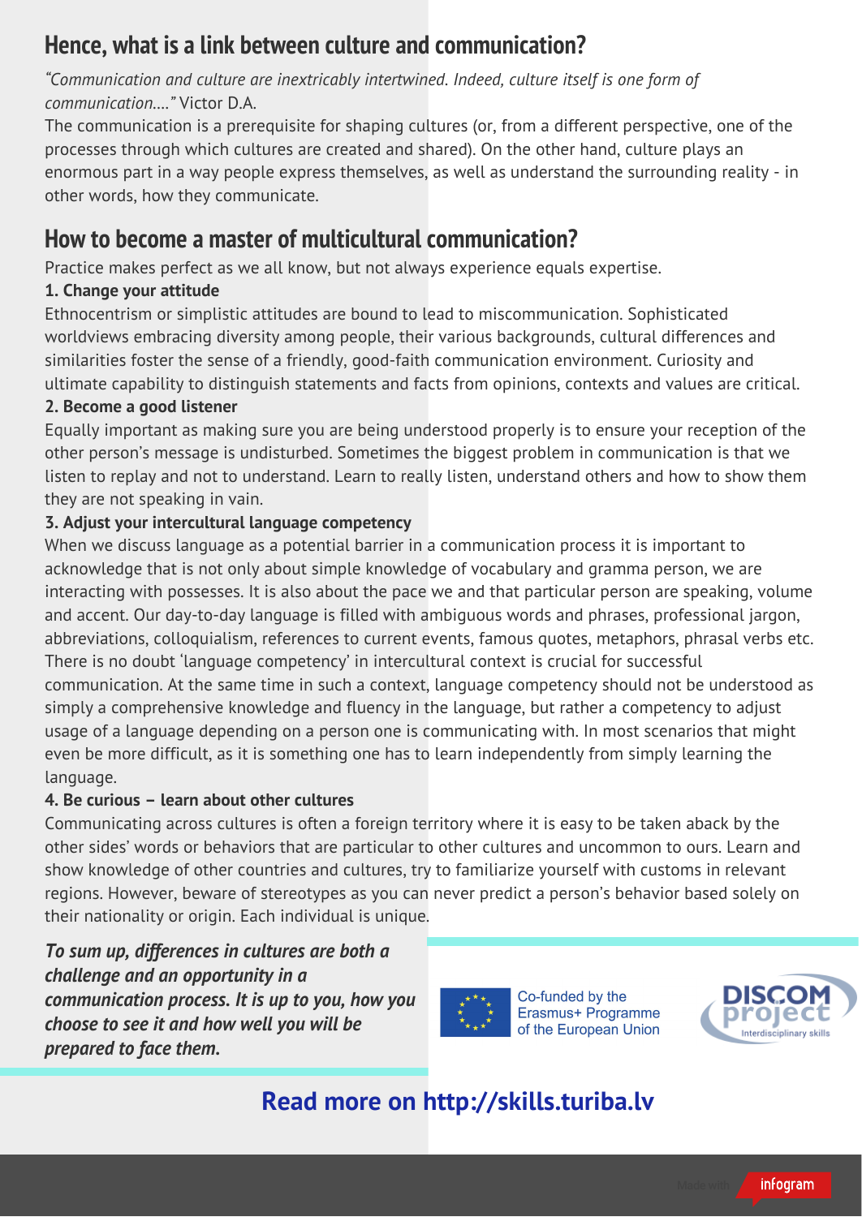## Hence, what is a link between culture and communication?

*"Communication and culture are inextricably intertwined. Indeed, culture itself is one form of communication…."* Victor D.A.

The communication is a prerequisite for shaping cultures (or, from a different perspective, one of the processes through which cultures are created and shared). On the other hand, culture plays an enormous part in a way people express themselves, as well as understand the surrounding reality - in other words, how they communicate.

## How to become a master of multicultural communication?

Practice makes perfect as we all know, but not always experience equals expertise.

**1. Change your attitude**

Ethnocentrism or simplistic attitudes are bound to lead to miscommunication. Sophisticated worldviews embracing diversity among people, their various backgrounds, cultural differences and similarities foster the sense of a friendly, good-faith communication environment. Curiosity and ultimate capability to distinguish statements and facts from opinions, contexts and values are critical.

**2. Become a good listener**

Equally important as making sure you are being understood properly is to ensure your reception of the other person's message is undisturbed. Sometimes the biggest problem in communication is that we listen to replay and not to understand. Learn to really listen, understand others and how to show them they are not speaking in vain.

**3. Adjust your intercultural language competency**

When we discuss language as a potential barrier in a communication process it is important to acknowledge that is not only about simple knowledge of vocabulary and gramma person, we are interacting with possesses. It is also about the pace we and that particular person are speaking, volume and accent. Our day-to-day language is filled with ambiguous words and phrases, professional jargon, abbreviations, colloquialism, references to current events, famous quotes, metaphors, phrasal verbs etc. There is no doubt 'language competency' in intercultural context is crucial for successful communication. At the same time in such a context, language competency should not be understood as simply a comprehensive knowledge and fluency in the language, but rather a competency to adjust usage of a language depending on a person one is communicating with. In most scenarios that might even be more difficult, as it is something one has to learn independently from simply learning the language.

**4. Be curious – learn about other cultures**

Communicating across cultures is often a foreign territory where it is easy to be taken aback by the other sides' words or behaviors that are particular to other cultures and uncommon to ours. Learn and show knowledge of other countries and cultures, try to familiarize yourself with customs in relevant regions. However, beware of stereotypes as you can never predict a person's behavior based solely on their nationality or origin. Each individual is unique.

***To sum up, differences in cultures are both a challenge and an opportunity in a communication process. It is up to you, how you choose to see it and how well you will be prepared to face them.***

Co-funded by the Erasmus+ Programme of the European Union

DISCOM project Interdisciplinary skills

**Read more on http://skills.turiba.lv**